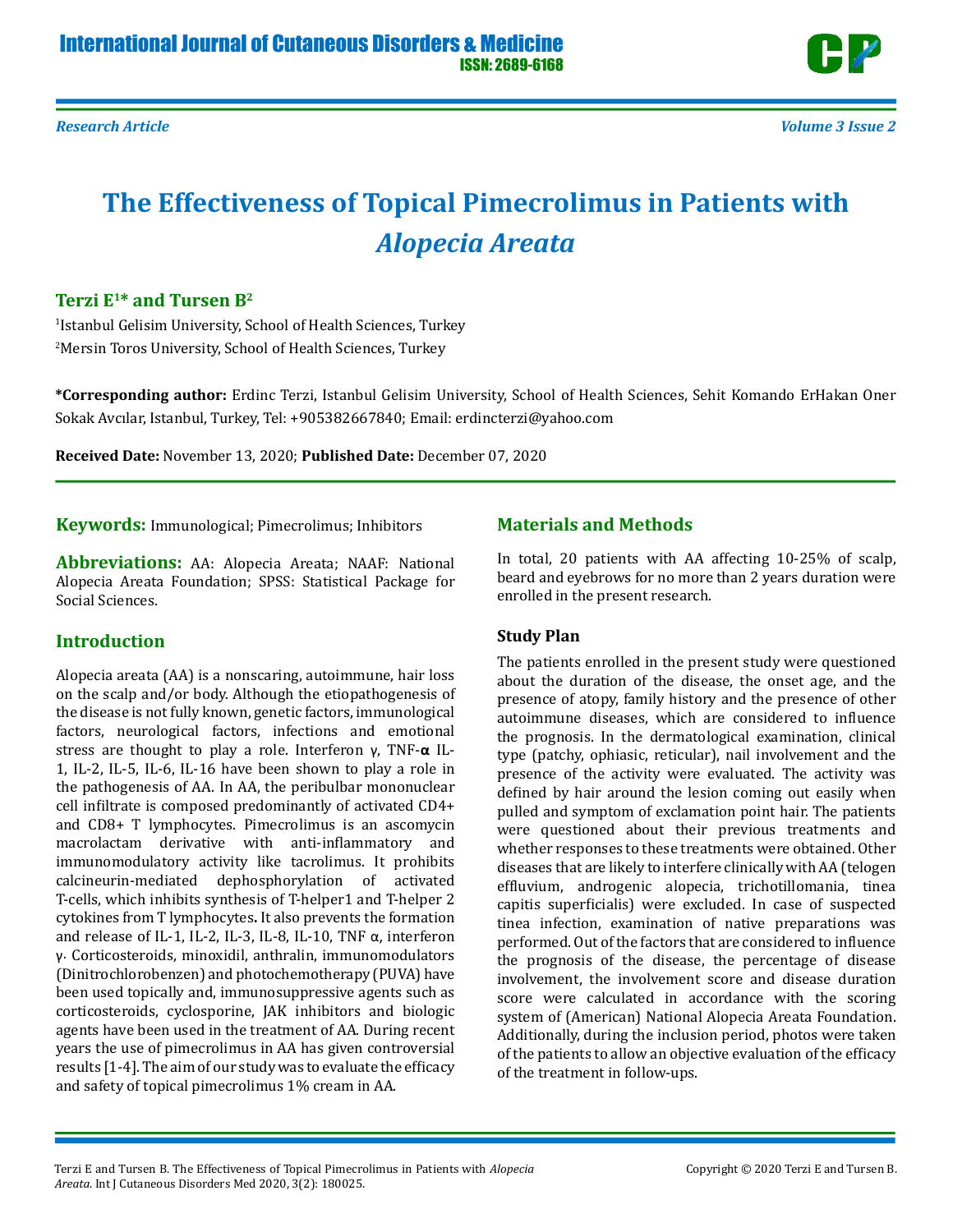# The Effectiveness of Topical Pimecrolimus in Patients with *Alopecia Areata*

**Terzi E[1]* and Tursen B[2]**

[1]Istanbul Gelisim University, School of Health Sciences, Turkey

[2]Mersin Toros University, School of Health Sciences, Turkey

**\*Corresponding author:** Erdinc Terzi, Istanbul Gelisim University, School of Health Sciences, Sehit Komando ErHakan Oner Sokak Avcılar, Istanbul, Turkey, Tel: +905382667840; Email: erdincterzi@yahoo.com

**Received Date:** November 13, 2020; **Published Date:** December 07, 2020

**Keywords:** Immunological; Pimecrolimus; Inhibitors

**Abbreviations:** AA: Alopecia Areata; NAAF: National Alopecia Areata Foundation; SPSS: Statistical Package for Social Sciences.

## Introduction

Alopecia areata (AA) is a nonscaring, autoimmune, hair loss on the scalp and/or body. Although the etiopathogenesis of the disease is not fully known, genetic factors, immunological factors, neurological factors, infections and emotional stress are thought to play a role. Interferon γ, TNF-**α** IL-1, IL-2, IL-5, IL-6, IL-16 have been shown to play a role in the pathogenesis of AA. In AA, the peribulbar mononuclear cell infiltrate is composed predominantly of activated CD4+ and CD8+ T lymphocytes. Pimecrolimus is an ascomycin macrolactam derivative with anti-inflammatory and immunomodulatory activity like tacrolimus. It prohibits calcineurin-mediated dephosphorylation of activated T-cells, which inhibits synthesis of T-helper1 and T-helper 2 cytokines from T lymphocytes**.** It also prevents the formation and release of IL-1, IL-2, IL-3, IL-8, IL-10, TNF α, interferon γ. Corticosteroids, minoxidil, anthralin, immunomodulators (Dinitrochlorobenzen) and photochemotherapy (PUVA) have been used topically and, immunosuppressive agents such as corticosteroids, cyclosporine, JAK inhibitors and biologic agents have been used in the treatment of AA. During recent years the use of pimecrolimus in AA has given controversial results [1-4]. The aim of our study was to evaluate the efficacy and safety of topical pimecrolimus 1% cream in AA.

## Materials and Methods

In total, 20 patients with AA affecting 10-25% of scalp, beard and eyebrows for no more than 2 years duration were enrolled in the present research.

### Study Plan

The patients enrolled in the present study were questioned about the duration of the disease, the onset age, and the presence of atopy, family history and the presence of other autoimmune diseases, which are considered to influence the prognosis. In the dermatological examination, clinical type (patchy, ophiasic, reticular), nail involvement and the presence of the activity were evaluated. The activity was defined by hair around the lesion coming out easily when pulled and symptom of exclamation point hair. The patients were questioned about their previous treatments and whether responses to these treatments were obtained. Other diseases that are likely to interfere clinically with AA (telogen effluvium, androgenic alopecia, trichotillomania, tinea capitis superficialis) were excluded. In case of suspected tinea infection, examination of native preparations was performed. Out of the factors that are considered to influence the prognosis of the disease, the percentage of disease involvement, the involvement score and disease duration score were calculated in accordance with the scoring system of (American) National Alopecia Areata Foundation. Additionally, during the inclusion period, photos were taken of the patients to allow an objective evaluation of the efficacy of the treatment in follow-ups.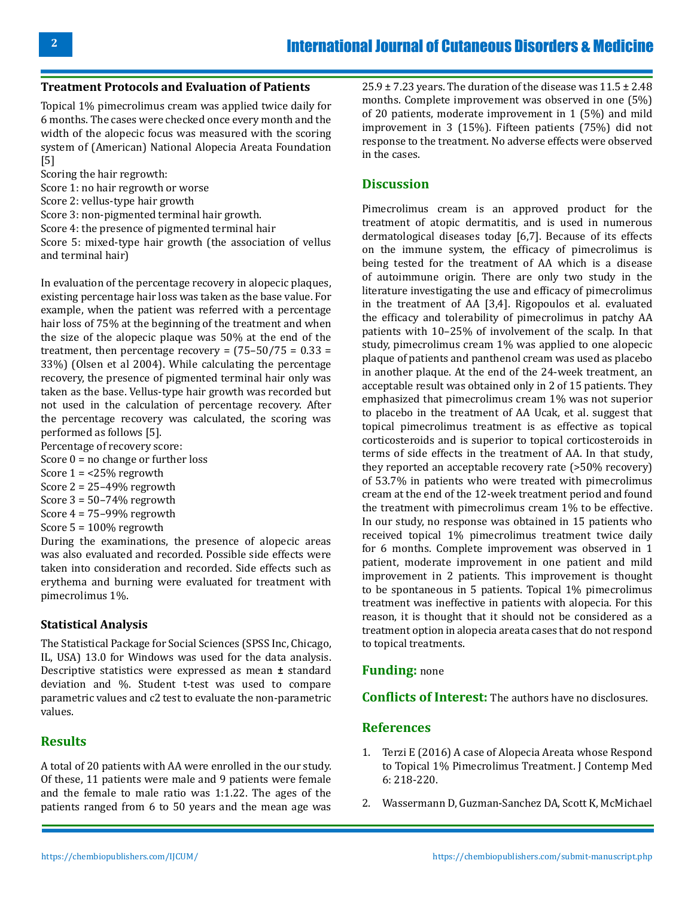### Treatment Protocols and Evaluation of Patients

Topical 1% pimecrolimus cream was applied twice daily for 6 months. The cases were checked once every month and the width of the alopecic focus was measured with the scoring system of (American) National Alopecia Areata Foundation [5]

Scoring the hair regrowth:

Score 1: no hair regrowth or worse

Score 2: vellus-type hair growth

Score 3: non-pigmented terminal hair growth.

Score 4: the presence of pigmented terminal hair

Score 5: mixed-type hair growth (the association of vellus and terminal hair)

In evaluation of the percentage recovery in alopecic plaques, existing percentage hair loss was taken as the base value. For example, when the patient was referred with a percentage hair loss of 75% at the beginning of the treatment and when the size of the alopecic plaque was 50% at the end of the treatment, then percentage recovery = (75–50/75 = 0.33 = 33%) (Olsen et al 2004). While calculating the percentage recovery, the presence of pigmented terminal hair only was taken as the base. Vellus-type hair growth was recorded but not used in the calculation of percentage recovery. After the percentage recovery was calculated, the scoring was performed as follows [5].

Percentage of recovery score:

Score 0 = no change or further loss

Score 1 = <25% regrowth

Score 2 = 25–49% regrowth

Score 3 = 50–74% regrowth

Score 4 = 75–99% regrowth

Score 5 = 100% regrowth

During the examinations, the presence of alopecic areas was also evaluated and recorded. Possible side effects were taken into consideration and recorded. Side effects such as erythema and burning were evaluated for treatment with pimecrolimus 1%.

### Statistical Analysis

The Statistical Package for Social Sciences (SPSS Inc, Chicago, IL, USA) 13.0 for Windows was used for the data analysis. Descriptive statistics were expressed as mean ± standard deviation and %. Student t-test was used to compare parametric values and c2 test to evaluate the non-parametric values.

## Results

A total of 20 patients with AA were enrolled in the our study. Of these, 11 patients were male and 9 patients were female and the female to male ratio was 1:1.22. The ages of the patients ranged from 6 to 50 years and the mean age was 25.9 ± 7.23 years. The duration of the disease was 11.5 ± 2.48 months. Complete improvement was observed in one (5%) of 20 patients, moderate improvement in 1 (5%) and mild improvement in 3 (15%). Fifteen patients (75%) did not response to the treatment. No adverse effects were observed in the cases.

## Discussion

Pimecrolimus cream is an approved product for the treatment of atopic dermatitis, and is used in numerous dermatological diseases today [6,7]. Because of its effects on the immune system, the efficacy of pimecrolimus is being tested for the treatment of AA which is a disease of autoimmune origin. There are only two study in the literature investigating the use and efficacy of pimecrolimus in the treatment of AA [3,4]. Rigopoulos et al. evaluated the efficacy and tolerability of pimecrolimus in patchy AA patients with 10–25% of involvement of the scalp. In that study, pimecrolimus cream 1% was applied to one alopecic plaque of patients and panthenol cream was used as placebo in another plaque. At the end of the 24-week treatment, an acceptable result was obtained only in 2 of 15 patients. They emphasized that pimecrolimus cream 1% was not superior to placebo in the treatment of AA Ucak, et al. suggest that topical pimecrolimus treatment is as effective as topical corticosteroids and is superior to topical corticosteroids in terms of side effects in the treatment of AA. In that study, they reported an acceptable recovery rate (>50% recovery) of 53.7% in patients who were treated with pimecrolimus cream at the end of the 12-week treatment period and found the treatment with pimecrolimus cream 1% to be effective. In our study, no response was obtained in 15 patients who received topical 1% pimecrolimus treatment twice daily for 6 months. Complete improvement was observed in 1 patient, moderate improvement in one patient and mild improvement in 2 patients. This improvement is thought to be spontaneous in 5 patients. Topical 1% pimecrolimus treatment was ineffective in patients with alopecia. For this reason, it is thought that it should not be considered as a treatment option in alopecia areata cases that do not respond to topical treatments.

**Funding:** none

**Conflicts of Interest:** The authors have no disclosures.

## References

1. Terzi E (2016) A case of Alopecia Areata whose Respond to Topical 1% Pimecrolimus Treatment. J Contemp Med 6: 218-220.
2. Wassermann D, Guzman-Sanchez DA, Scott K, McMichael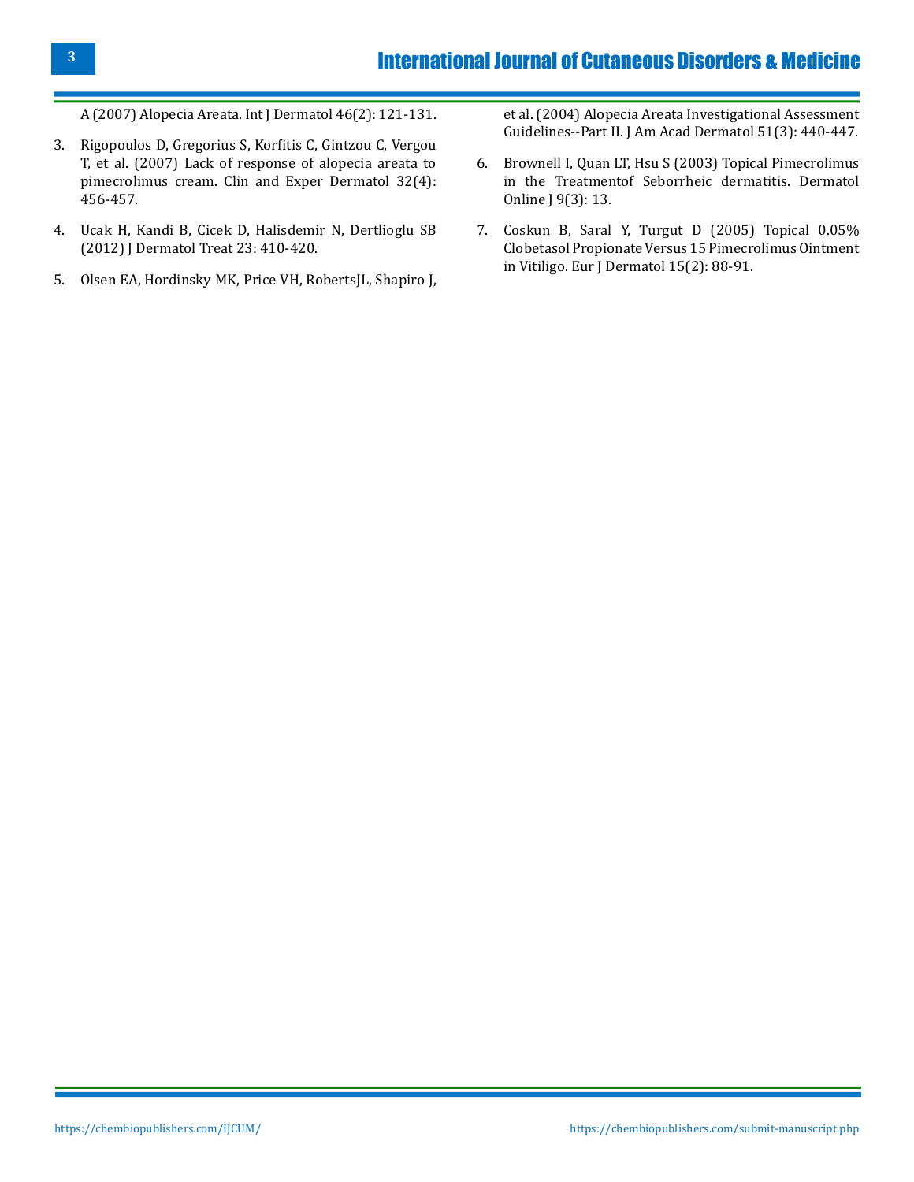A (2007) Alopecia Areata. Int J Dermatol 46(2): 121-131.

3. Rigopoulos D, Gregorius S, Korfitis C, Gintzou C, Vergou T, et al. (2007) Lack of response of alopecia areata to pimecrolimus cream. Clin and Exper Dermatol 32(4): 456-457.

4. Ucak H, Kandi B, Cicek D, Halisdemir N, Dertlioglu SB (2012) J Dermatol Treat 23: 410-420.

5. Olsen EA, Hordinsky MK, Price VH, RobertsJL, Shapiro J, et al. (2004) Alopecia Areata Investigational Assessment Guidelines--Part II. J Am Acad Dermatol 51(3): 440-447.

6. Brownell I, Quan LT, Hsu S (2003) Topical Pimecrolimus in the Treatmentof Seborrheic dermatitis. Dermatol Online J 9(3): 13.

7. Coskun B, Saral Y, Turgut D (2005) Topical 0.05% Clobetasol Propionate Versus 15 Pimecrolimus Ointment in Vitiligo. Eur J Dermatol 15(2): 88-91.